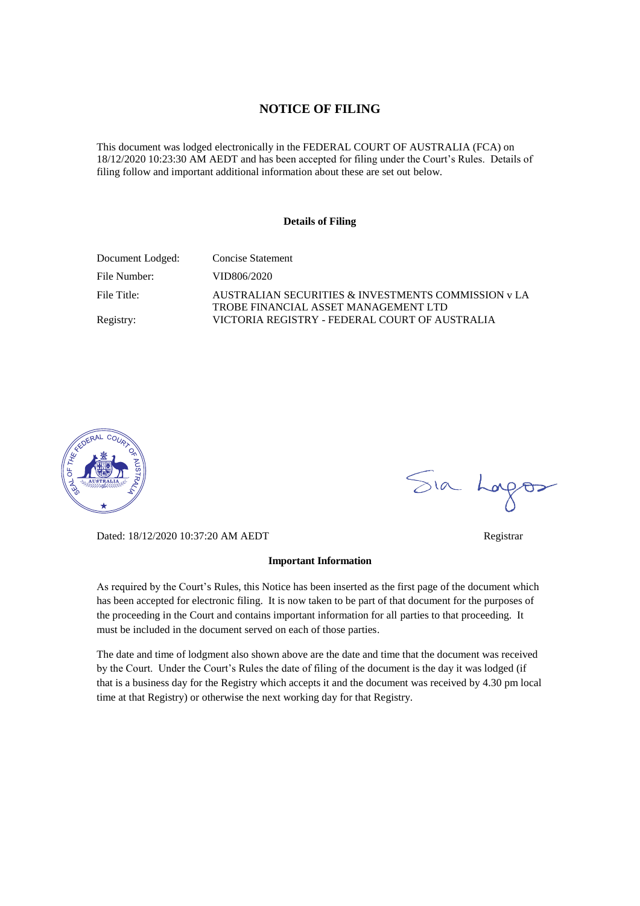# NOTICE OF FILING

This document was lodged electronically in the FEDERAL COURT OF AUSTRALIA (FCA) on 18/12/2020 10:23:30 AM AEDT and has been accepted for filing under the Court's Rules. Details of filing follow and important additional information about these are set out below.

**Details of Filing**

| | |
|---|---|
| Document Lodged: | Concise Statement |
| File Number: | VID806/2020 |
| File Title: | AUSTRALIAN SECURITIES & INVESTMENTS COMMISSION v LA TROBE FINANCIAL ASSET MANAGEMENT LTD |
| Registry: | VICTORIA REGISTRY - FEDERAL COURT OF AUSTRALIA |

Sia Lagos

Dated: 18/12/2020 10:37:20 AM AEDT

Registrar

**Important Information**

As required by the Court's Rules, this Notice has been inserted as the first page of the document which has been accepted for electronic filing. It is now taken to be part of that document for the purposes of the proceeding in the Court and contains important information for all parties to that proceeding. It must be included in the document served on each of those parties.

The date and time of lodgment also shown above are the date and time that the document was received by the Court. Under the Court's Rules the date of filing of the document is the day it was lodged (if that is a business day for the Registry which accepts it and the document was received by 4.30 pm local time at that Registry) or otherwise the next working day for that Registry.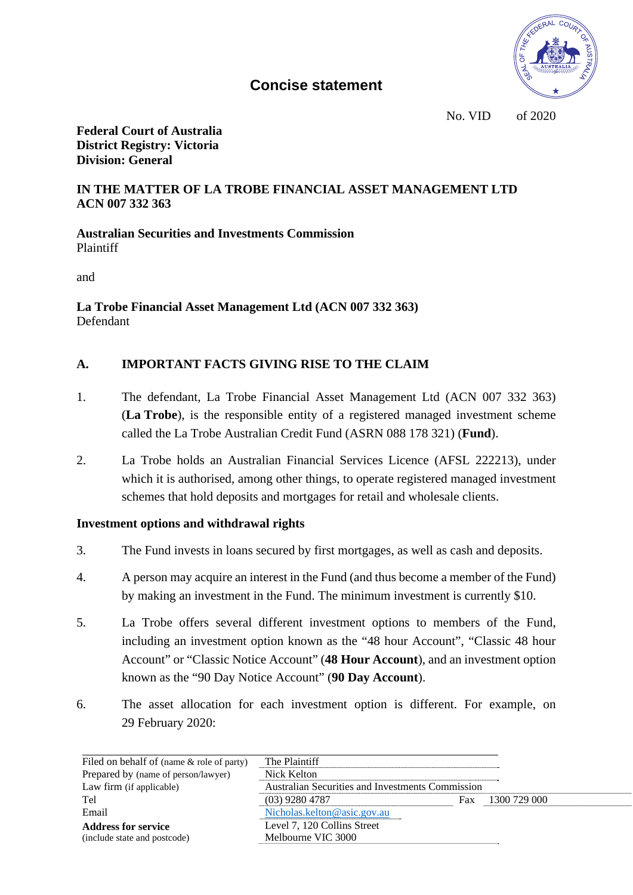# Concise statement

No. VID of 2020

**Federal Court of Australia**
**District Registry: Victoria**
**Division: General**

**IN THE MATTER OF LA TROBE FINANCIAL ASSET MANAGEMENT LTD ACN 007 332 363**

**Australian Securities and Investments Commission**
Plaintiff

and

**La Trobe Financial Asset Management Ltd (ACN 007 332 363)**
Defendant

## A. IMPORTANT FACTS GIVING RISE TO THE CLAIM

1. The defendant, La Trobe Financial Asset Management Ltd (ACN 007 332 363) (**La Trobe**), is the responsible entity of a registered managed investment scheme called the La Trobe Australian Credit Fund (ASRN 088 178 321) (**Fund**).

2. La Trobe holds an Australian Financial Services Licence (AFSL 222213), under which it is authorised, among other things, to operate registered managed investment schemes that hold deposits and mortgages for retail and wholesale clients.

### Investment options and withdrawal rights

3. The Fund invests in loans secured by first mortgages, as well as cash and deposits.

4. A person may acquire an interest in the Fund (and thus become a member of the Fund) by making an investment in the Fund. The minimum investment is currently $10.

5. La Trobe offers several different investment options to members of the Fund, including an investment option known as the "48 hour Account", "Classic 48 hour Account" or "Classic Notice Account" (**48 Hour Account**), and an investment option known as the "90 Day Notice Account" (**90 Day Account**).

6. The asset allocation for each investment option is different. For example, on 29 February 2020:

| | |
|---|---|
| Filed on behalf of (name & role of party) | The Plaintiff |
| Prepared by (name of person/lawyer) | Nick Kelton |
| Law firm (if applicable) | Australian Securities and Investments Commission |
| Tel | (03) 9280 4787 Fax 1300 729 000 |
| Email | Nicholas.kelton@asic.gov.au |
| **Address for service** (include state and postcode) | Level 7, 120 Collins Street Melbourne VIC 3000 |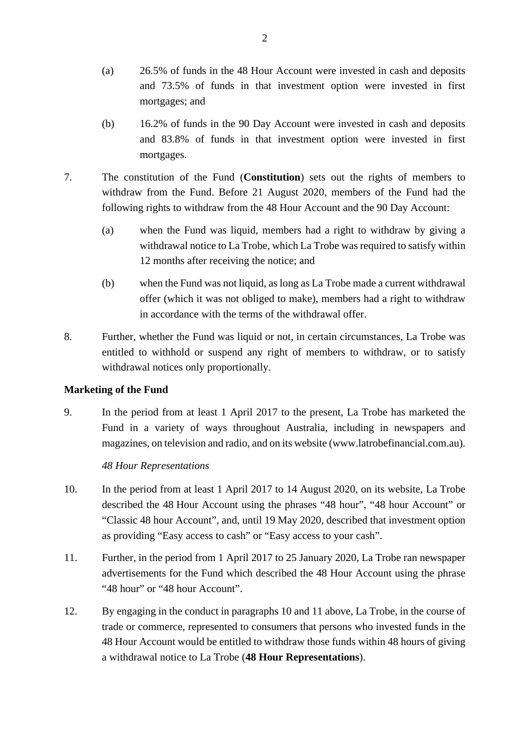(a) 26.5% of funds in the 48 Hour Account were invested in cash and deposits and 73.5% of funds in that investment option were invested in first mortgages; and

(b) 16.2% of funds in the 90 Day Account were invested in cash and deposits and 83.8% of funds in that investment option were invested in first mortgages.

7. The constitution of the Fund (**Constitution**) sets out the rights of members to withdraw from the Fund. Before 21 August 2020, members of the Fund had the following rights to withdraw from the 48 Hour Account and the 90 Day Account:

(a) when the Fund was liquid, members had a right to withdraw by giving a withdrawal notice to La Trobe, which La Trobe was required to satisfy within 12 months after receiving the notice; and

(b) when the Fund was not liquid, as long as La Trobe made a current withdrawal offer (which it was not obliged to make), members had a right to withdraw in accordance with the terms of the withdrawal offer.

8. Further, whether the Fund was liquid or not, in certain circumstances, La Trobe was entitled to withhold or suspend any right of members to withdraw, or to satisfy withdrawal notices only proportionally.

**Marketing of the Fund**

9. In the period from at least 1 April 2017 to the present, La Trobe has marketed the Fund in a variety of ways throughout Australia, including in newspapers and magazines, on television and radio, and on its website (www.latrobefinancial.com.au).

*48 Hour Representations*

10. In the period from at least 1 April 2017 to 14 August 2020, on its website, La Trobe described the 48 Hour Account using the phrases "48 hour", "48 hour Account" or "Classic 48 hour Account", and, until 19 May 2020, described that investment option as providing "Easy access to cash" or "Easy access to your cash".

11. Further, in the period from 1 April 2017 to 25 January 2020, La Trobe ran newspaper advertisements for the Fund which described the 48 Hour Account using the phrase "48 hour" or "48 hour Account".

12. By engaging in the conduct in paragraphs 10 and 11 above, La Trobe, in the course of trade or commerce, represented to consumers that persons who invested funds in the 48 Hour Account would be entitled to withdraw those funds within 48 hours of giving a withdrawal notice to La Trobe (**48 Hour Representations**).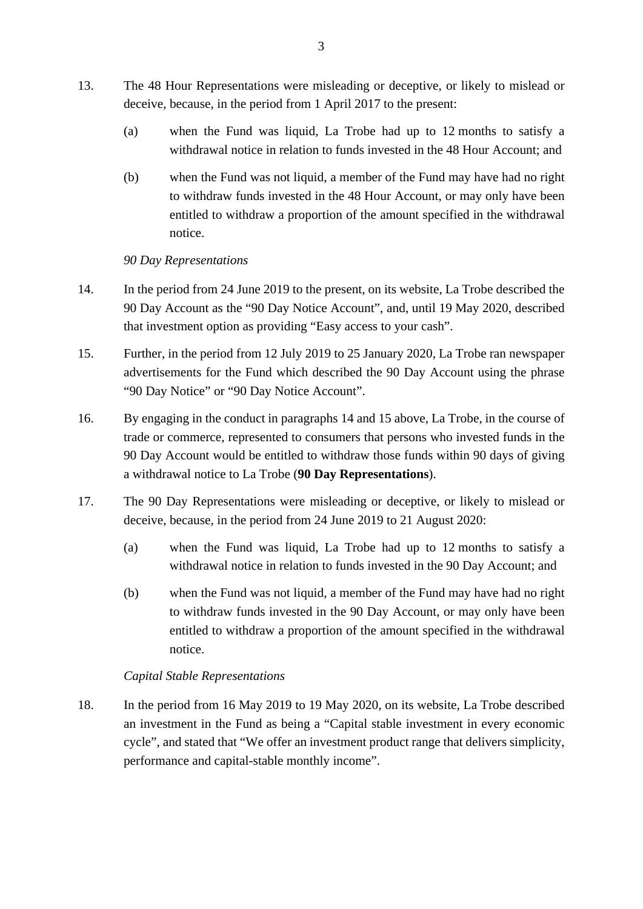13. The 48 Hour Representations were misleading or deceptive, or likely to mislead or deceive, because, in the period from 1 April 2017 to the present:

    (a) when the Fund was liquid, La Trobe had up to 12 months to satisfy a withdrawal notice in relation to funds invested in the 48 Hour Account; and

    (b) when the Fund was not liquid, a member of the Fund may have had no right to withdraw funds invested in the 48 Hour Account, or may only have been entitled to withdraw a proportion of the amount specified in the withdrawal notice.

*90 Day Representations*

14. In the period from 24 June 2019 to the present, on its website, La Trobe described the 90 Day Account as the "90 Day Notice Account", and, until 19 May 2020, described that investment option as providing "Easy access to your cash".

15. Further, in the period from 12 July 2019 to 25 January 2020, La Trobe ran newspaper advertisements for the Fund which described the 90 Day Account using the phrase "90 Day Notice" or "90 Day Notice Account".

16. By engaging in the conduct in paragraphs 14 and 15 above, La Trobe, in the course of trade or commerce, represented to consumers that persons who invested funds in the 90 Day Account would be entitled to withdraw those funds within 90 days of giving a withdrawal notice to La Trobe (**90 Day Representations**).

17. The 90 Day Representations were misleading or deceptive, or likely to mislead or deceive, because, in the period from 24 June 2019 to 21 August 2020:

    (a) when the Fund was liquid, La Trobe had up to 12 months to satisfy a withdrawal notice in relation to funds invested in the 90 Day Account; and

    (b) when the Fund was not liquid, a member of the Fund may have had no right to withdraw funds invested in the 90 Day Account, or may only have been entitled to withdraw a proportion of the amount specified in the withdrawal notice.

*Capital Stable Representations*

18. In the period from 16 May 2019 to 19 May 2020, on its website, La Trobe described an investment in the Fund as being a "Capital stable investment in every economic cycle", and stated that "We offer an investment product range that delivers simplicity, performance and capital-stable monthly income".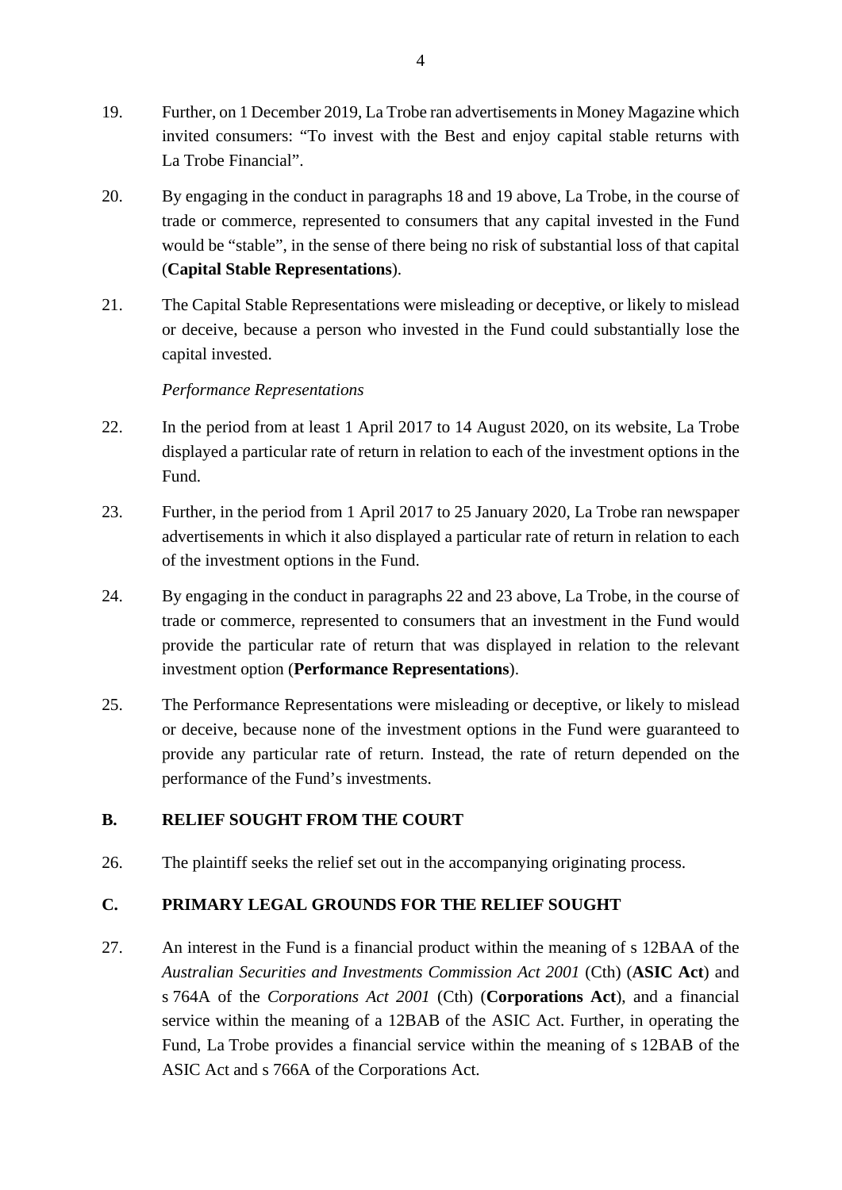19. Further, on 1 December 2019, La Trobe ran advertisements in Money Magazine which invited consumers: "To invest with the Best and enjoy capital stable returns with La Trobe Financial".

20. By engaging in the conduct in paragraphs 18 and 19 above, La Trobe, in the course of trade or commerce, represented to consumers that any capital invested in the Fund would be "stable", in the sense of there being no risk of substantial loss of that capital (**Capital Stable Representations**).

21. The Capital Stable Representations were misleading or deceptive, or likely to mislead or deceive, because a person who invested in the Fund could substantially lose the capital invested.

*Performance Representations*

22. In the period from at least 1 April 2017 to 14 August 2020, on its website, La Trobe displayed a particular rate of return in relation to each of the investment options in the Fund.

23. Further, in the period from 1 April 2017 to 25 January 2020, La Trobe ran newspaper advertisements in which it also displayed a particular rate of return in relation to each of the investment options in the Fund.

24. By engaging in the conduct in paragraphs 22 and 23 above, La Trobe, in the course of trade or commerce, represented to consumers that an investment in the Fund would provide the particular rate of return that was displayed in relation to the relevant investment option (**Performance Representations**).

25. The Performance Representations were misleading or deceptive, or likely to mislead or deceive, because none of the investment options in the Fund were guaranteed to provide any particular rate of return. Instead, the rate of return depended on the performance of the Fund's investments.

## B. RELIEF SOUGHT FROM THE COURT

26. The plaintiff seeks the relief set out in the accompanying originating process.

## C. PRIMARY LEGAL GROUNDS FOR THE RELIEF SOUGHT

27. An interest in the Fund is a financial product within the meaning of s 12BAA of the *Australian Securities and Investments Commission Act 2001* (Cth) (**ASIC Act**) and s 764A of the *Corporations Act 2001* (Cth) (**Corporations Act**), and a financial service within the meaning of a 12BAB of the ASIC Act. Further, in operating the Fund, La Trobe provides a financial service within the meaning of s 12BAB of the ASIC Act and s 766A of the Corporations Act.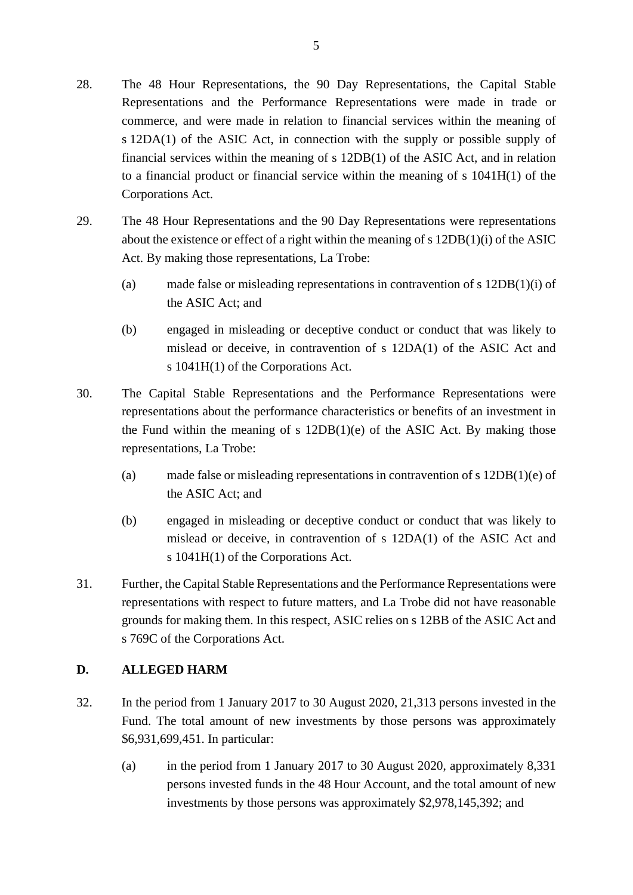28. The 48 Hour Representations, the 90 Day Representations, the Capital Stable Representations and the Performance Representations were made in trade or commerce, and were made in relation to financial services within the meaning of s 12DA(1) of the ASIC Act, in connection with the supply or possible supply of financial services within the meaning of s 12DB(1) of the ASIC Act, and in relation to a financial product or financial service within the meaning of s 1041H(1) of the Corporations Act.

29. The 48 Hour Representations and the 90 Day Representations were representations about the existence or effect of a right within the meaning of s 12DB(1)(i) of the ASIC Act. By making those representations, La Trobe:

    (a) made false or misleading representations in contravention of s 12DB(1)(i) of the ASIC Act; and

    (b) engaged in misleading or deceptive conduct or conduct that was likely to mislead or deceive, in contravention of s 12DA(1) of the ASIC Act and s 1041H(1) of the Corporations Act.

30. The Capital Stable Representations and the Performance Representations were representations about the performance characteristics or benefits of an investment in the Fund within the meaning of s 12DB(1)(e) of the ASIC Act. By making those representations, La Trobe:

    (a) made false or misleading representations in contravention of s 12DB(1)(e) of the ASIC Act; and

    (b) engaged in misleading or deceptive conduct or conduct that was likely to mislead or deceive, in contravention of s 12DA(1) of the ASIC Act and s 1041H(1) of the Corporations Act.

31. Further, the Capital Stable Representations and the Performance Representations were representations with respect to future matters, and La Trobe did not have reasonable grounds for making them. In this respect, ASIC relies on s 12BB of the ASIC Act and s 769C of the Corporations Act.

## D. ALLEGED HARM

32. In the period from 1 January 2017 to 30 August 2020, 21,313 persons invested in the Fund. The total amount of new investments by those persons was approximately $6,931,699,451. In particular:

    (a) in the period from 1 January 2017 to 30 August 2020, approximately 8,331 persons invested funds in the 48 Hour Account, and the total amount of new investments by those persons was approximately $2,978,145,392; and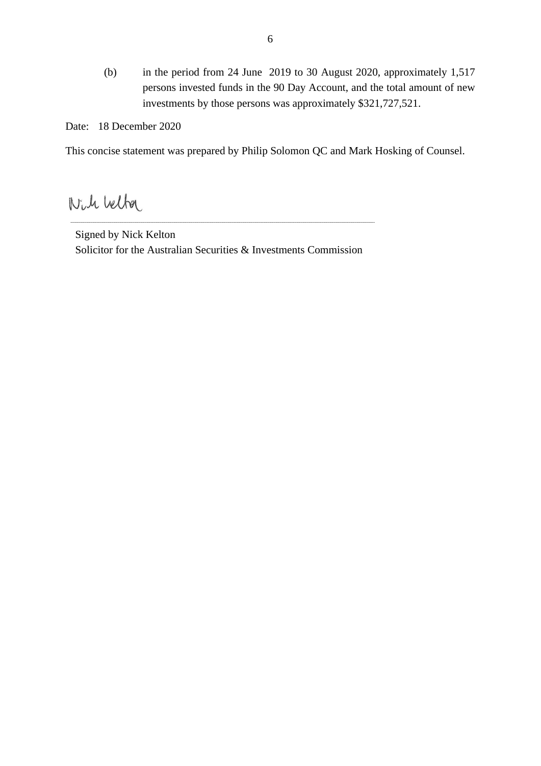(b) in the period from 24 June 2019 to 30 August 2020, approximately 1,517 persons invested funds in the 90 Day Account, and the total amount of new investments by those persons was approximately $321,727,521.

Date: 18 December 2020

This concise statement was prepared by Philip Solomon QC and Mark Hosking of Counsel.

Signed by Nick Kelton
Solicitor for the Australian Securities & Investments Commission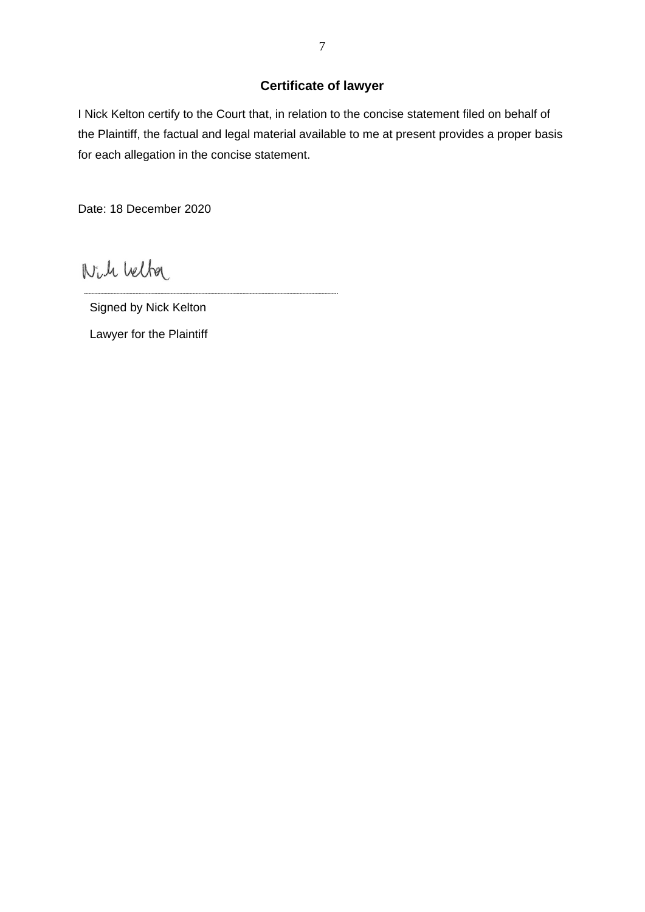## Certificate of lawyer

I Nick Kelton certify to the Court that, in relation to the concise statement filed on behalf of the Plaintiff, the factual and legal material available to me at present provides a proper basis for each allegation in the concise statement.

Date: 18 December 2020

Nick Kelton

Signed by Nick Kelton

Lawyer for the Plaintiff